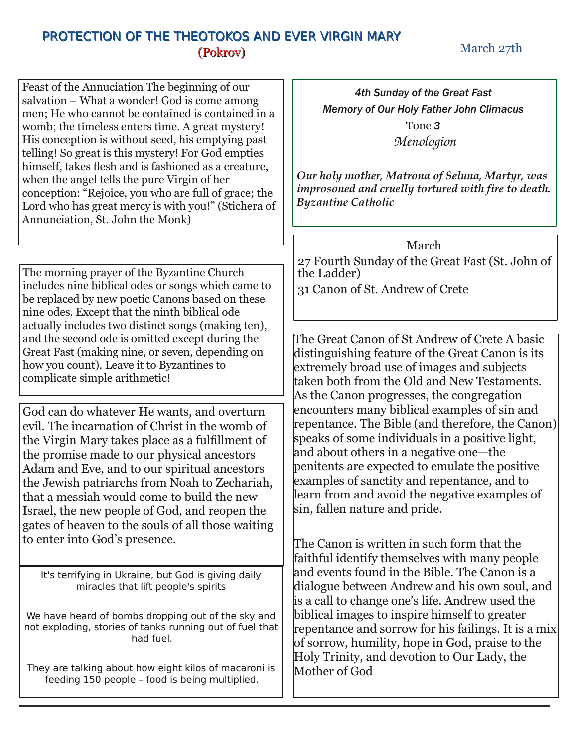# PROTECTION OF THE THEOTOKOS AND EVER VIRGIN MARY

**(Pokrov)**

March 27th

Feast of the Annuciation The beginning of our salvation – What a wonder! God is come among men; He who cannot be contained is contained in a womb; the timeless enters time. A great mystery! His conception is without seed, his emptying past telling! So great is this mystery! For God empties himself, takes flesh and is fashioned as a creature, when the angel tells the pure Virgin of her conception: "Rejoice, you who are full of grace; the Lord who has great mercy is with you!" (Stichera of Annunciation, St. John the Monk)

The morning prayer of the Byzantine Church includes nine biblical odes or songs which came to be replaced by new poetic Canons based on these nine odes. Except that the ninth biblical ode actually includes two distinct songs (making ten), and the second ode is omitted except during the Great Fast (making nine, or seven, depending on how you count). Leave it to Byzantines to complicate simple arithmetic!

God can do whatever He wants, and overturn evil. The incarnation of Christ in the womb of the Virgin Mary takes place as a fulfillment of the promise made to our physical ancestors Adam and Eve, and to our spiritual ancestors the Jewish patriarchs from Noah to Zechariah, that a messiah would come to build the new Israel, the new people of God, and reopen the gates of heaven to the souls of all those waiting to enter into God's presence.

It's terrifying in Ukraine, but God is giving daily miracles that lift people's spirits

We have heard of bombs dropping out of the sky and not exploding, stories of tanks running out of fuel that had fuel.

They are talking about how eight kilos of macaroni is feeding 150 people – food is being multiplied.

*4th Sunday of the Great Fast*

*Memory of Our Holy Father John Climacus*

Tone 3

*Menologion*

***Our holy mother, Matrona of Seluna, Martyr, was improsoned and cruelly tortured with fire to death. Byzantine Catholic***

March

27 Fourth Sunday of the Great Fast (St. John of the Ladder)

31 Canon of St. Andrew of Crete

The Great Canon of St Andrew of Crete A basic distinguishing feature of the Great Canon is its extremely broad use of images and subjects taken both from the Old and New Testaments. As the Canon progresses, the congregation encounters many biblical examples of sin and repentance. The Bible (and therefore, the Canon) speaks of some individuals in a positive light, and about others in a negative one—the penitents are expected to emulate the positive examples of sanctity and repentance, and to learn from and avoid the negative examples of sin, fallen nature and pride.

The Canon is written in such form that the faithful identify themselves with many people and events found in the Bible. The Canon is a dialogue between Andrew and his own soul, and is a call to change one's life. Andrew used the biblical images to inspire himself to greater repentance and sorrow for his failings. It is a mix of sorrow, humility, hope in God, praise to the Holy Trinity, and devotion to Our Lady, the Mother of God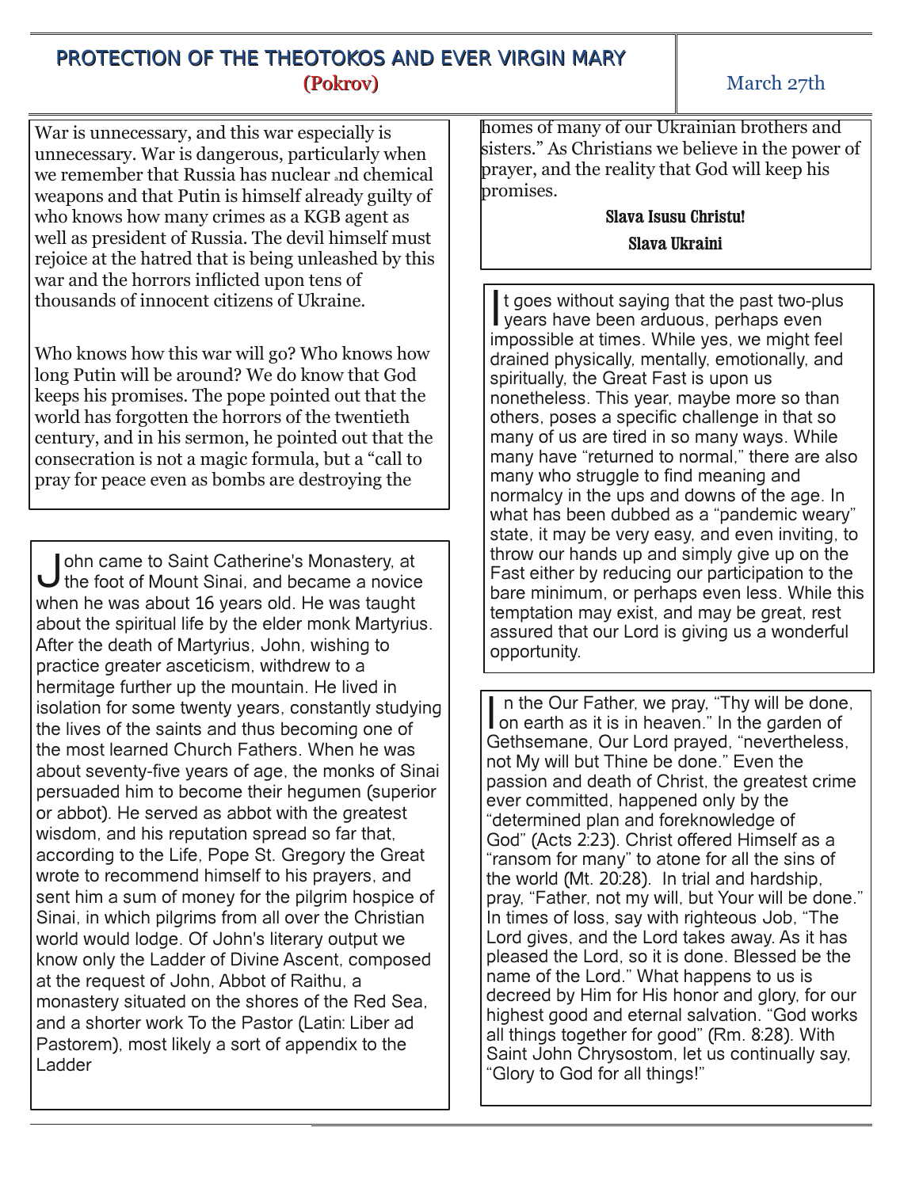# PROTECTION OF THE THEOTOKOS AND EVER VIRGIN MARY

## (Pokrov)

March 27th

War is unnecessary, and this war especially is unnecessary. War is dangerous, particularly when we remember that Russia has nuclear and chemical weapons and that Putin is himself already guilty of who knows how many crimes as a KGB agent as well as president of Russia. The devil himself must rejoice at the hatred that is being unleashed by this war and the horrors inflicted upon tens of thousands of innocent citizens of Ukraine.

Who knows how this war will go? Who knows how long Putin will be around? We do know that God keeps his promises. The pope pointed out that the world has forgotten the horrors of the twentieth century, and in his sermon, he pointed out that the consecration is not a magic formula, but a "call to pray for peace even as bombs are destroying the homes of many of our Ukrainian brothers and sisters." As Christians we believe in the power of prayer, and the reality that God will keep his promises.

**Slava Isusu Christu!**

**Slava Ukraini**

John came to Saint Catherine's Monastery, at the foot of Mount Sinai, and became a novice when he was about 16 years old. He was taught about the spiritual life by the elder monk Martyrius. After the death of Martyrius, John, wishing to practice greater asceticism, withdrew to a hermitage further up the mountain. He lived in isolation for some twenty years, constantly studying the lives of the saints and thus becoming one of the most learned Church Fathers. When he was about seventy-five years of age, the monks of Sinai persuaded him to become their hegumen (superior or abbot). He served as abbot with the greatest wisdom, and his reputation spread so far that, according to the Life, Pope St. Gregory the Great wrote to recommend himself to his prayers, and sent him a sum of money for the pilgrim hospice of Sinai, in which pilgrims from all over the Christian world would lodge. Of John's literary output we know only the Ladder of Divine Ascent, composed at the request of John, Abbot of Raithu, a monastery situated on the shores of the Red Sea, and a shorter work To the Pastor (Latin: Liber ad Pastorem), most likely a sort of appendix to the Ladder

It goes without saying that the past two-plus years have been arduous, perhaps even impossible at times. While yes, we might feel drained physically, mentally, emotionally, and spiritually, the Great Fast is upon us nonetheless. This year, maybe more so than others, poses a specific challenge in that so many of us are tired in so many ways. While many have "returned to normal," there are also many who struggle to find meaning and normalcy in the ups and downs of the age. In what has been dubbed as a "pandemic weary" state, it may be very easy, and even inviting, to throw our hands up and simply give up on the Fast either by reducing our participation to the bare minimum, or perhaps even less. While this temptation may exist, and may be great, rest assured that our Lord is giving us a wonderful opportunity.

In the Our Father, we pray, "Thy will be done, on earth as it is in heaven." In the garden of Gethsemane, Our Lord prayed, "nevertheless, not My will but Thine be done." Even the passion and death of Christ, the greatest crime ever committed, happened only by the "determined plan and foreknowledge of God" (Acts 2:23). Christ offered Himself as a "ransom for many" to atone for all the sins of the world (Mt. 20:28). In trial and hardship, pray, "Father, not my will, but Your will be done." In times of loss, say with righteous Job, "The Lord gives, and the Lord takes away. As it has pleased the Lord, so it is done. Blessed be the name of the Lord." What happens to us is decreed by Him for His honor and glory, for our highest good and eternal salvation. "God works all things together for good" (Rm. 8:28). With Saint John Chrysostom, let us continually say, "Glory to God for all things!"